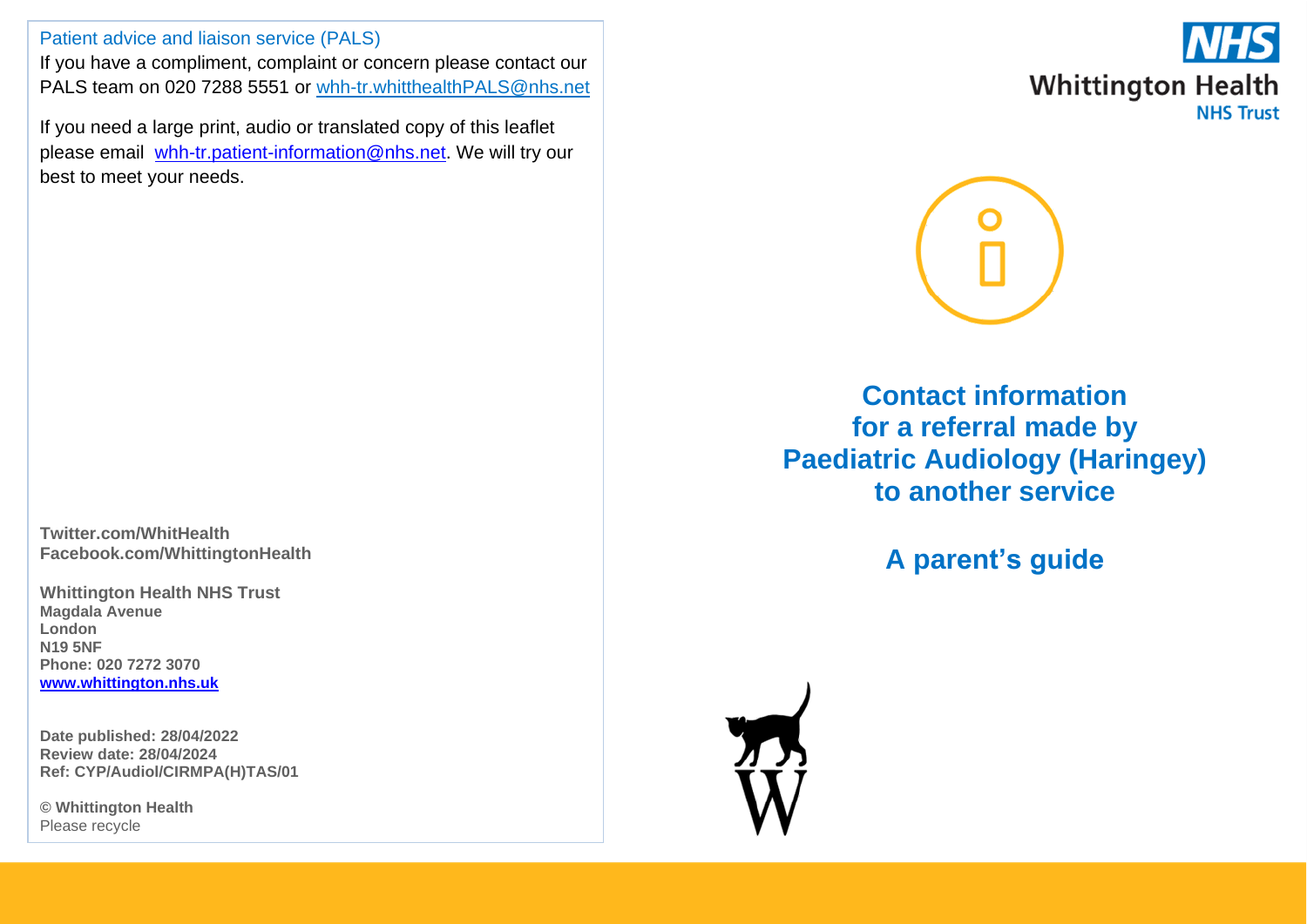# Contact information for a referral made by Paediatric Audiology (Haringey) to another service

## A parent's guide

Whittington Health NHS Trust

### Patient advice and liaison service (PALS)

If you have a compliment, complaint or concern please contact our PALS team on 020 7288 5551 or whh-tr.whitthealthPALS@nhs.net

If you need a large print, audio or translated copy of this leaflet please email whh-tr.patient-information@nhs.net. We will try our best to meet your needs.

**Twitter.com/WhitHealth**
**Facebook.com/WhittingtonHealth**

**Whittington Health NHS Trust**
**Magdala Avenue**
**London**
**N19 5NF**
**Phone: 020 7272 3070**
**www.whittington.nhs.uk**

**Date published: 28/04/2022**
**Review date: 28/04/2024**
**Ref: CYP/Audiol/CIRMPA(H)TAS/01**

**© Whittington Health**
Please recycle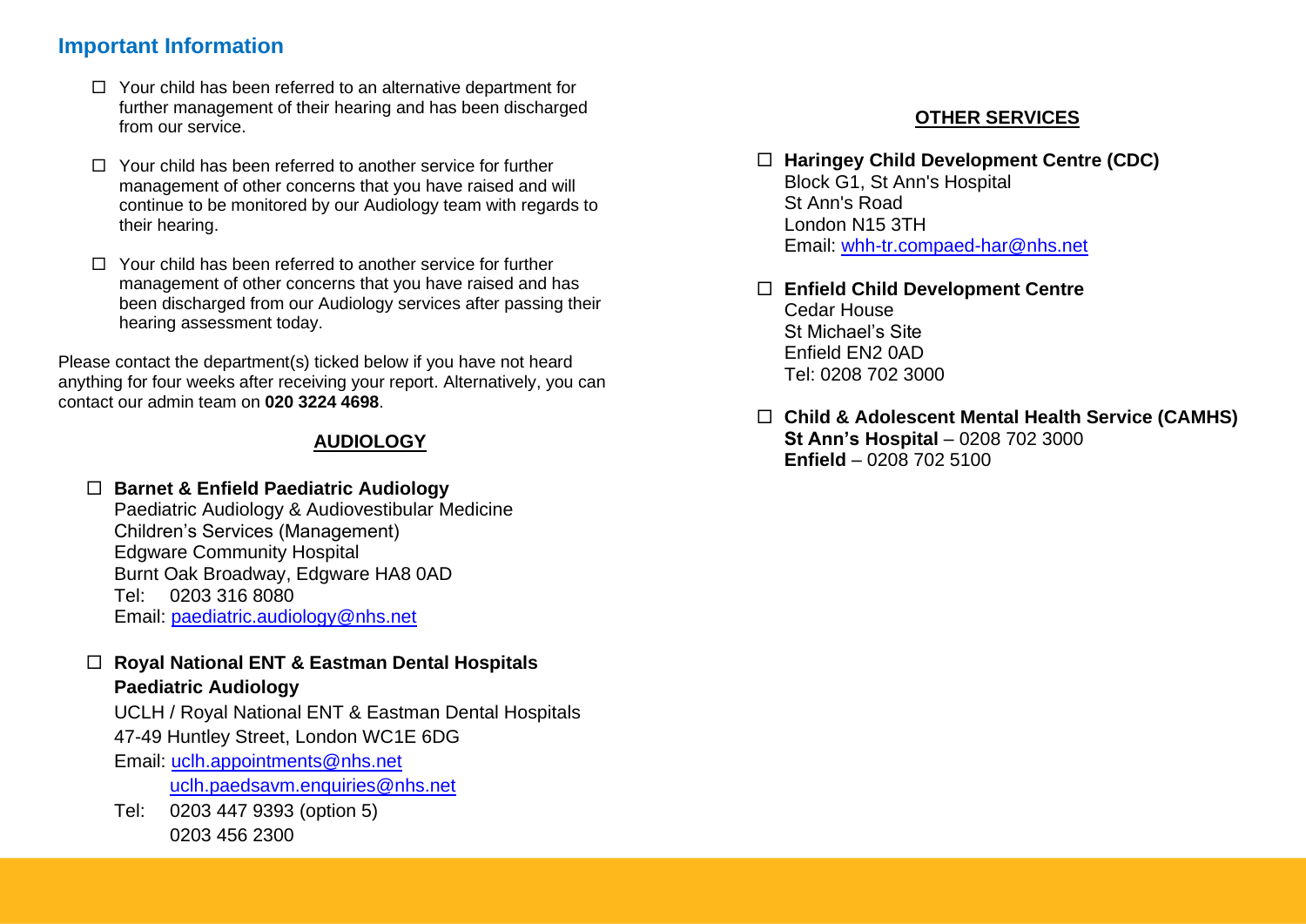## Important Information

- ☐ Your child has been referred to an alternative department for further management of their hearing and has been discharged from our service.
- ☐ Your child has been referred to another service for further management of other concerns that you have raised and will continue to be monitored by our Audiology team with regards to their hearing.
- ☐ Your child has been referred to another service for further management of other concerns that you have raised and has been discharged from our Audiology services after passing their hearing assessment today.

Please contact the department(s) ticked below if you have not heard anything for four weeks after receiving your report. Alternatively, you can contact our admin team on **020 3224 4698**.

### AUDIOLOGY

☐ **Barnet & Enfield Paediatric Audiology**
Paediatric Audiology & Audiovestibular Medicine
Children's Services (Management)
Edgware Community Hospital
Burnt Oak Broadway, Edgware HA8 0AD
Tel: 0203 316 8080
Email: paediatric.audiology@nhs.net

☐ **Royal National ENT & Eastman Dental Hospitals Paediatric Audiology**
UCLH / Royal National ENT & Eastman Dental Hospitals
47-49 Huntley Street, London WC1E 6DG
Email: uclh.appointments@nhs.net
uclh.paedsavm.enquiries@nhs.net
Tel: 0203 447 9393 (option 5)
0203 456 2300

### OTHER SERVICES

☐ **Haringey Child Development Centre (CDC)**
Block G1, St Ann's Hospital
St Ann's Road
London N15 3TH
Email: whh-tr.compaed-har@nhs.net

☐ **Enfield Child Development Centre**
Cedar House
St Michael's Site
Enfield EN2 0AD
Tel: 0208 702 3000

☐ **Child & Adolescent Mental Health Service (CAMHS)**
**St Ann's Hospital** – 0208 702 3000
**Enfield** – 0208 702 5100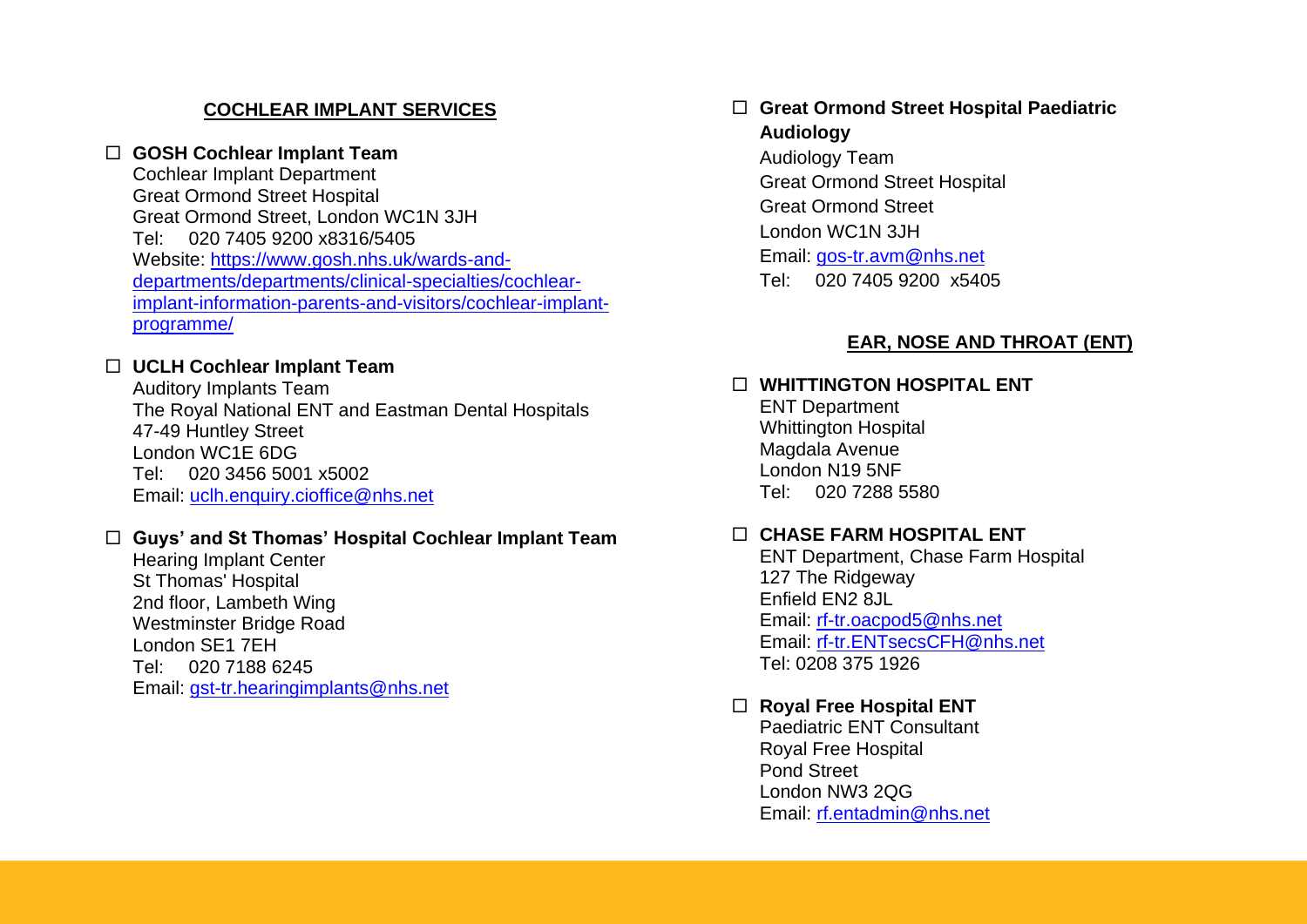## COCHLEAR IMPLANT SERVICES

- ☐ **GOSH Cochlear Implant Team**
  Cochlear Implant Department
  Great Ormond Street Hospital
  Great Ormond Street, London WC1N 3JH
  Tel: 020 7405 9200 x8316/5405
  Website: https://www.gosh.nhs.uk/wards-and-departments/departments/clinical-specialties/cochlear-implant-information-parents-and-visitors/cochlear-implant-programme/

- ☐ **UCLH Cochlear Implant Team**
  Auditory Implants Team
  The Royal National ENT and Eastman Dental Hospitals
  47-49 Huntley Street
  London WC1E 6DG
  Tel: 020 3456 5001 x5002
  Email: uclh.enquiry.cioffice@nhs.net

- ☐ **Guys' and St Thomas' Hospital Cochlear Implant Team**
  Hearing Implant Center
  St Thomas' Hospital
  2nd floor, Lambeth Wing
  Westminster Bridge Road
  London SE1 7EH
  Tel: 020 7188 6245
  Email: gst-tr.hearingimplants@nhs.net

- ☐ **Great Ormond Street Hospital Paediatric Audiology**
  Audiology Team
  Great Ormond Street Hospital
  Great Ormond Street
  London WC1N 3JH
  Email: gos-tr.avm@nhs.net
  Tel: 020 7405 9200 x5405

## EAR, NOSE AND THROAT (ENT)

- ☐ **WHITTINGTON HOSPITAL ENT**
  ENT Department
  Whittington Hospital
  Magdala Avenue
  London N19 5NF
  Tel: 020 7288 5580

- ☐ **CHASE FARM HOSPITAL ENT**
  ENT Department, Chase Farm Hospital
  127 The Ridgeway
  Enfield EN2 8JL
  Email: rf-tr.oacpod5@nhs.net
  Email: rf-tr.ENTsecsCFH@nhs.net
  Tel: 0208 375 1926

- ☐ **Royal Free Hospital ENT**
  Paediatric ENT Consultant
  Royal Free Hospital
  Pond Street
  London NW3 2QG
  Email: rf.entadmin@nhs.net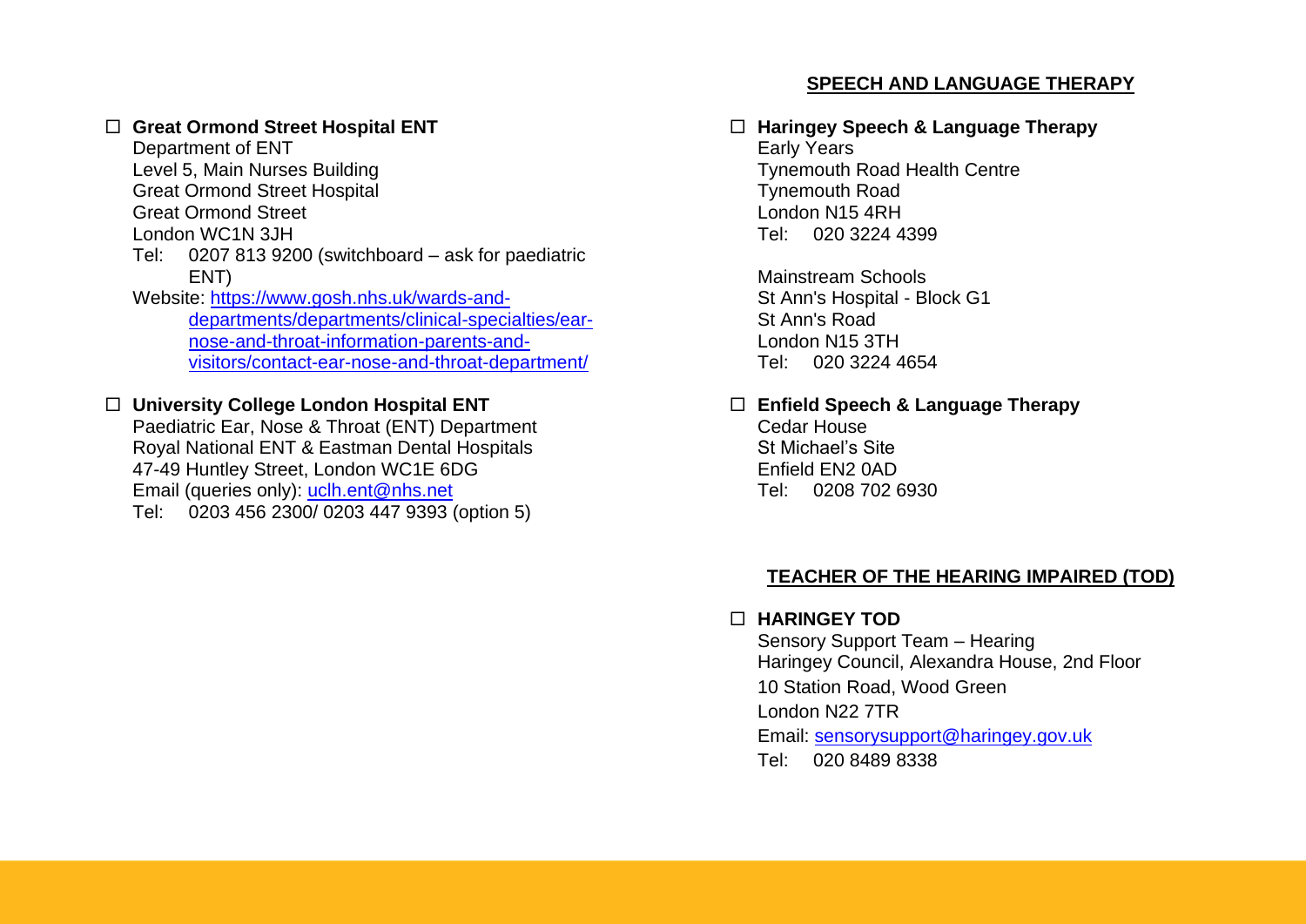☐ **Great Ormond Street Hospital ENT**
Department of ENT
Level 5, Main Nurses Building
Great Ormond Street Hospital
Great Ormond Street
London WC1N 3JH
Tel: 0207 813 9200 (switchboard – ask for paediatric ENT)
Website: https://www.gosh.nhs.uk/wards-and-departments/departments/clinical-specialties/ear-nose-and-throat-information-parents-and-visitors/contact-ear-nose-and-throat-department/

☐ **University College London Hospital ENT**
Paediatric Ear, Nose & Throat (ENT) Department
Royal National ENT & Eastman Dental Hospitals
47-49 Huntley Street, London WC1E 6DG
Email (queries only): uclh.ent@nhs.net
Tel: 0203 456 2300/ 0203 447 9393 (option 5)

## SPEECH AND LANGUAGE THERAPY

☐ **Haringey Speech & Language Therapy**
Early Years
Tynemouth Road Health Centre
Tynemouth Road
London N15 4RH
Tel: 020 3224 4399

Mainstream Schools
St Ann's Hospital - Block G1
St Ann's Road
London N15 3TH
Tel: 020 3224 4654

☐ **Enfield Speech & Language Therapy**
Cedar House
St Michael's Site
Enfield EN2 0AD
Tel: 0208 702 6930

## TEACHER OF THE HEARING IMPAIRED (TOD)

☐ **HARINGEY TOD**
Sensory Support Team – Hearing
Haringey Council, Alexandra House, 2nd Floor
10 Station Road, Wood Green
London N22 7TR
Email: sensorysupport@haringey.gov.uk
Tel: 020 8489 8338